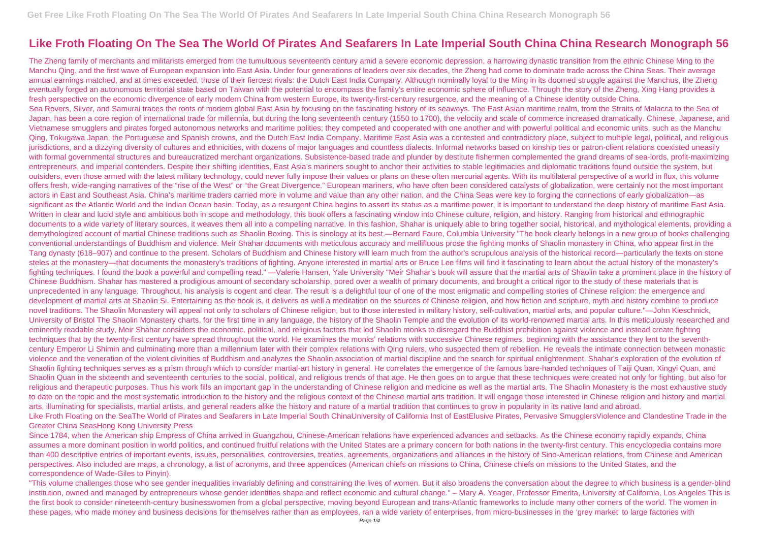# Like Froth Floating On The Sea The World Of Pirates And Seafarers In Late Imperial South China China Research Monograph 56

The Zheng family of merchants and militarists emerged from the tumultuous seventeenth century amid a severe economic depression, a harrowing dynastic transition from the ethnic Chinese Ming to the Manchu Qing, and the first wave of European expansion into East Asia. Under four generations of leaders over six decades, the Zheng had come to dominate trade across the China Seas. Their average annual earnings matched, and at times exceeded, those of their fiercest rivals: the Dutch East India Company. Although nominally loyal to the Ming in its doomed struggle against the Manchus, the Zheng eventually forged an autonomous territorial state based on Taiwan with the potential to encompass the family's entire economic sphere of influence. Through the story of the Zheng, Xing Hang provides a fresh perspective on the economic divergence of early modern China from western Europe, its twenty-first-century resurgence, and the meaning of a Chinese identity outside China.

Sea Rovers, Silver, and Samurai traces the roots of modern global East Asia by focusing on the fascinating history of its seaways. The East Asian maritime realm, from the Straits of Malacca to the Sea of Japan, has been a core region of international trade for millennia, but during the long seventeenth century (1550 to 1700), the velocity and scale of commerce increased dramatically. Chinese, Japanese, and Vietnamese smugglers and pirates forged autonomous networks and maritime polities; they competed and cooperated with one another and with powerful political and economic units, such as the Manchu Qing, Tokugawa Japan, the Portuguese and Spanish crowns, and the Dutch East India Company. Maritime East Asia was a contested and contradictory place, subject to multiple legal, political, and religious jurisdictions, and a dizzying diversity of cultures and ethnicities, with dozens of major languages and countless dialects. Informal networks based on kinship ties or patron-client relations coexisted uneasily with formal governmental structures and bureaucratized merchant organizations. Subsistence-based trade and plunder by destitute fishermen complemented the grand dreams of sea-lords, profit-maximizing entrepreneurs, and imperial contenders. Despite their shifting identities, East Asia's mariners sought to anchor their activities to stable legitimacies and diplomatic traditions found outside the system, but outsiders, even those armed with the latest military technology, could never fully impose their values or plans on these often mercurial agents. With its multilateral perspective of a world in flux, this volume offers fresh, wide-ranging narratives of the "rise of the West" or "the Great Divergence." European mariners, who have often been considered catalysts of globalization, were certainly not the most important actors in East and Southeast Asia. China's maritime traders carried more in volume and value than any other nation, and the China Seas were key to forging the connections of early globalization—as significant as the Atlantic World and the Indian Ocean basin. Today, as a resurgent China begins to assert its status as a maritime power, it is important to understand the deep history of maritime East Asia.

Written in clear and lucid style and ambitious both in scope and methodology, this book offers a fascinating window into Chinese culture, religion, and history. Ranging from historical and ethnographic documents to a wide variety of literary sources, it weaves them all into a compelling narrative. In this fashion, Shahar is uniquely able to bring together social, historical, and mythological elements, providing a demythologized account of martial Chinese traditions such as Shaolin Boxing. This is sinology at its best.—Bernard Faure, Columbia University "The book clearly belongs in a new group of books challenging conventional understandings of Buddhism and violence. Meir Shahar documents with meticulous accuracy and mellifluous prose the fighting monks of Shaolin monastery in China, who appear first in the Tang dynasty (618–907) and continue to the present. Scholars of Buddhism and Chinese history will learn much from the author's scrupulous analysis of the historical record—particularly the texts on stone steles at the monastery—that documents the monastery's traditions of fighting. Anyone interested in martial arts or Bruce Lee films will find it fascinating to learn about the actual history of the monastery's fighting techniques. I found the book a powerful and compelling read." —Valerie Hansen, Yale University "Meir Shahar's book will assure that the martial arts of Shaolin take a prominent place in the history of Chinese Buddhism. Shahar has mastered a prodigious amount of secondary scholarship, pored over a wealth of primary documents, and brought a critical rigor to the study of these materials that is unprecedented in any language. Throughout, his analysis is cogent and clear. The result is a delightful tour of one of the most enigmatic and compelling stories of Chinese religion: the emergence and development of martial arts at Shaolin Si. Entertaining as the book is, it delivers as well a meditation on the sources of Chinese religion, and how fiction and scripture, myth and history combine to produce novel traditions. The Shaolin Monastery will appeal not only to scholars of Chinese religion, but to those interested in military history, self-cultivation, martial arts, and popular culture."—John Kieschnick, University of Bristol The Shaolin Monastery charts, for the first time in any language, the history of the Shaolin Temple and the evolution of its world-renowned martial arts. In this meticulously researched and eminently readable study, Meir Shahar considers the economic, political, and religious factors that led Shaolin monks to disregard the Buddhist prohibition against violence and instead create fighting techniques that by the twenty-first century have spread throughout the world. He examines the monks' relations with successive Chinese regimes, beginning with the assistance they lent to the seventh-century Emperor Li Shimin and culminating more than a millennium later with their complex relations with Qing rulers, who suspected them of rebellion. He reveals the intimate connection between monastic violence and the veneration of the violent divinities of Buddhism and analyzes the Shaolin association of martial discipline and the search for spiritual enlightenment. Shahar's exploration of the evolution of Shaolin fighting techniques serves as a prism through which to consider martial-art history in general. He correlates the emergence of the famous bare-handed techniques of Taiji Quan, Xingyi Quan, and Shaolin Quan in the sixteenth and seventeenth centuries to the social, political, and religious trends of that age. He then goes on to argue that these techniques were created not only for fighting, but also for religious and therapeutic purposes. Thus his work fills an important gap in the understanding of Chinese religion and medicine as well as the martial arts. The Shaolin Monastery is the most exhaustive study to date on the topic and the most systematic introduction to the history and the religious context of the Chinese martial arts tradition. It will engage those interested in Chinese religion and history and martial arts, illuminating for specialists, martial artists, and general readers alike the history and nature of a martial tradition that continues to grow in popularity in its native land and abroad.

Like Froth Floating on the SeaThe World of Pirates and Seafarers in Late Imperial South ChinaUniversity of California Inst of EastElusive Pirates, Pervasive SmugglersViolence and Clandestine Trade in the Greater China SeasHong Kong University Press

Since 1784, when the American ship Empress of China arrived in Guangzhou, Chinese-American relations have experienced advances and setbacks. As the Chinese economy rapidly expands, China assumes a more dominant position in world politics, and continued fruitful relations with the United States are a primary concern for both nations in the twenty-first century. This encyclopedia contains more than 400 descriptive entries of important events, issues, personalities, controversies, treaties, agreements, organizations and alliances in the history of Sino-American relations, from Chinese and American perspectives. Also included are maps, a chronology, a list of acronyms, and three appendices (American chiefs on missions to China, Chinese chiefs on missions to the United States, and the correspondence of Wade-Giles to Pinyin).

"This volume challenges those who see gender inequalities invariably defining and constraining the lives of women. But it also broadens the conversation about the degree to which business is a gender-blind institution, owned and managed by entrepreneurs whose gender identities shape and reflect economic and cultural change." – Mary A. Yeager, Professor Emerita, University of California, Los Angeles This is the first book to consider nineteenth-century businesswomen from a global perspective, moving beyond European and trans-Atlantic frameworks to include many other corners of the world. The women in these pages, who made money and business decisions for themselves rather than as employees, ran a wide variety of enterprises, from micro-businesses in the 'grey market' to large factories with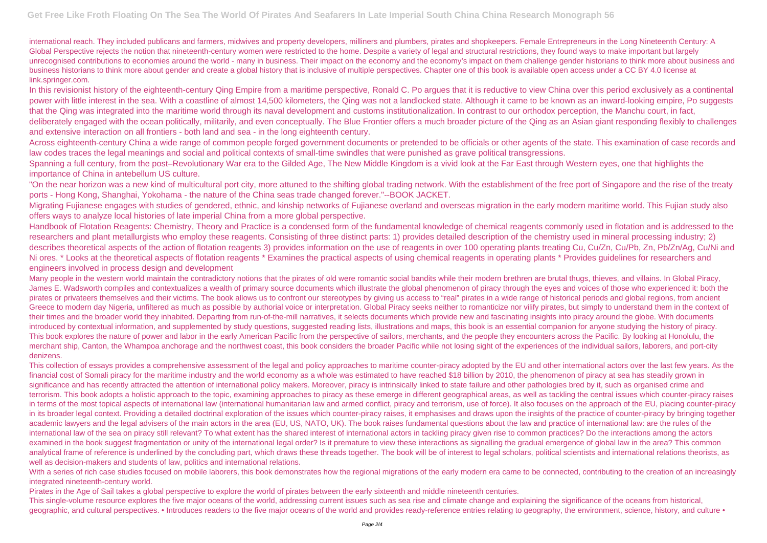international reach. They included publicans and farmers, midwives and property developers, milliners and plumbers, pirates and shopkeepers. Female Entrepreneurs in the Long Nineteenth Century: A Global Perspective rejects the notion that nineteenth-century women were restricted to the home. Despite a variety of legal and structural restrictions, they found ways to make important but largely unrecognised contributions to economies around the world - many in business. Their impact on the economy and the economy's impact on them challenge gender historians to think more about business and business historians to think more about gender and create a global history that is inclusive of multiple perspectives. Chapter one of this book is available open access under a CC BY 4.0 license at link.springer.com.

In this revisionist history of the eighteenth-century Qing Empire from a maritime perspective, Ronald C. Po argues that it is reductive to view China over this period exclusively as a continental power with little interest in the sea. With a coastline of almost 14,500 kilometers, the Qing was not a landlocked state. Although it came to be known as an inward-looking empire, Po suggests that the Qing was integrated into the maritime world through its naval development and customs institutionalization. In contrast to our orthodox perception, the Manchu court, in fact, deliberately engaged with the ocean politically, militarily, and even conceptually. The Blue Frontier offers a much broader picture of the Qing as an Asian giant responding flexibly to challenges and extensive interaction on all frontiers - both land and sea - in the long eighteenth century.

Across eighteenth-century China a wide range of common people forged government documents or pretended to be officials or other agents of the state. This examination of case records and law codes traces the legal meanings and social and political contexts of small-time swindles that were punished as grave political transgressions.

Spanning a full century, from the post–Revolutionary War era to the Gilded Age, The New Middle Kingdom is a vivid look at the Far East through Western eyes, one that highlights the importance of China in antebellum US culture.

"On the near horizon was a new kind of multicultural port city, more attuned to the shifting global trading network. With the establishment of the free port of Singapore and the rise of the treaty ports - Hong Kong, Shanghai, Yokohama - the nature of the China seas trade changed forever."--BOOK JACKET.

Migrating Fujianese engages with studies of gendered, ethnic, and kinship networks of Fujianese overland and overseas migration in the early modern maritime world. This Fujian study also offers ways to analyze local histories of late imperial China from a more global perspective.

Handbook of Flotation Reagents: Chemistry, Theory and Practice is a condensed form of the fundamental knowledge of chemical reagents commonly used in flotation and is addressed to the researchers and plant metallurgists who employ these reagents. Consisting of three distinct parts: 1) provides detailed description of the chemistry used in mineral processing industry; 2) describes theoretical aspects of the action of flotation reagents 3) provides information on the use of reagents in over 100 operating plants treating Cu, Cu/Zn, Cu/Pb, Zn, Pb/Zn/Ag, Cu/Ni and Ni ores. * Looks at the theoretical aspects of flotation reagents * Examines the practical aspects of using chemical reagents in operating plants * Provides guidelines for researchers and engineers involved in process design and development

Many people in the western world maintain the contradictory notions that the pirates of old were romantic social bandits while their modern brethren are brutal thugs, thieves, and villains. In Global Piracy, James E. Wadsworth compiles and contextualizes a wealth of primary source documents which illustrate the global phenomenon of piracy through the eyes and voices of those who experienced it: both the pirates or privateers themselves and their victims. The book allows us to confront our stereotypes by giving us access to "real" pirates in a wide range of historical periods and global regions, from ancient Greece to modern day Nigeria, unfiltered as much as possible by authorial voice or interpretation. Global Piracy seeks neither to romanticize nor vilify pirates, but simply to understand them in the context of their times and the broader world they inhabited. Departing from run-of-the-mill narratives, it selects documents which provide new and fascinating insights into piracy around the globe. With documents introduced by contextual information, and supplemented by study questions, suggested reading lists, illustrations and maps, this book is an essential companion for anyone studying the history of piracy.
This book explores the nature of power and labor in the early American Pacific from the perspective of sailors, merchants, and the people they encounters across the Pacific. By looking at Honolulu, the merchant ship, Canton, the Whampoa anchorage and the northwest coast, this book considers the broader Pacific while not losing sight of the experiences of the individual sailors, laborers, and port-city denizens.

This collection of essays provides a comprehensive assessment of the legal and policy approaches to maritime counter-piracy adopted by the EU and other international actors over the last few years. As the financial cost of Somali piracy for the maritime industry and the world economy as a whole was estimated to have reached $18 billion by 2010, the phenomenon of piracy at sea has steadily grown in significance and has recently attracted the attention of international policy makers. Moreover, piracy is intrinsically linked to state failure and other pathologies bred by it, such as organised crime and terrorism. This book adopts a holistic approach to the topic, examining approaches to piracy as these emerge in different geographical areas, as well as tackling the central issues which counter-piracy raises in terms of the most topical aspects of international law (international humanitarian law and armed conflict, piracy and terrorism, use of force). It also focuses on the approach of the EU, placing counter-piracy in its broader legal context. Providing a detailed doctrinal exploration of the issues which counter-piracy raises, it emphasises and draws upon the insights of the practice of counter-piracy by bringing together academic lawyers and the legal advisers of the main actors in the area (EU, US, NATO, UK). The book raises fundamental questions about the law and practice of international law: are the rules of the international law of the sea on piracy still relevant? To what extent has the shared interest of international actors in tackling piracy given rise to common practices? Do the interactions among the actors examined in the book suggest fragmentation or unity of the international legal order? Is it premature to view these interactions as signalling the gradual emergence of global law in the area? This common analytical frame of reference is underlined by the concluding part, which draws these threads together. The book will be of interest to legal scholars, political scientists and international relations theorists, as well as decision-makers and students of law, politics and international relations.

With a series of rich case studies focused on mobile laborers, this book demonstrates how the regional migrations of the early modern era came to be connected, contributing to the creation of an increasingly integrated nineteenth-century world.

Pirates in the Age of Sail takes a global perspective to explore the world of pirates between the early sixteenth and middle nineteenth centuries.

This single-volume resource explores the five major oceans of the world, addressing current issues such as sea rise and climate change and explaining the significance of the oceans from historical, geographic, and cultural perspectives. • Introduces readers to the five major oceans of the world and provides ready-reference entries relating to geography, the environment, science, history, and culture •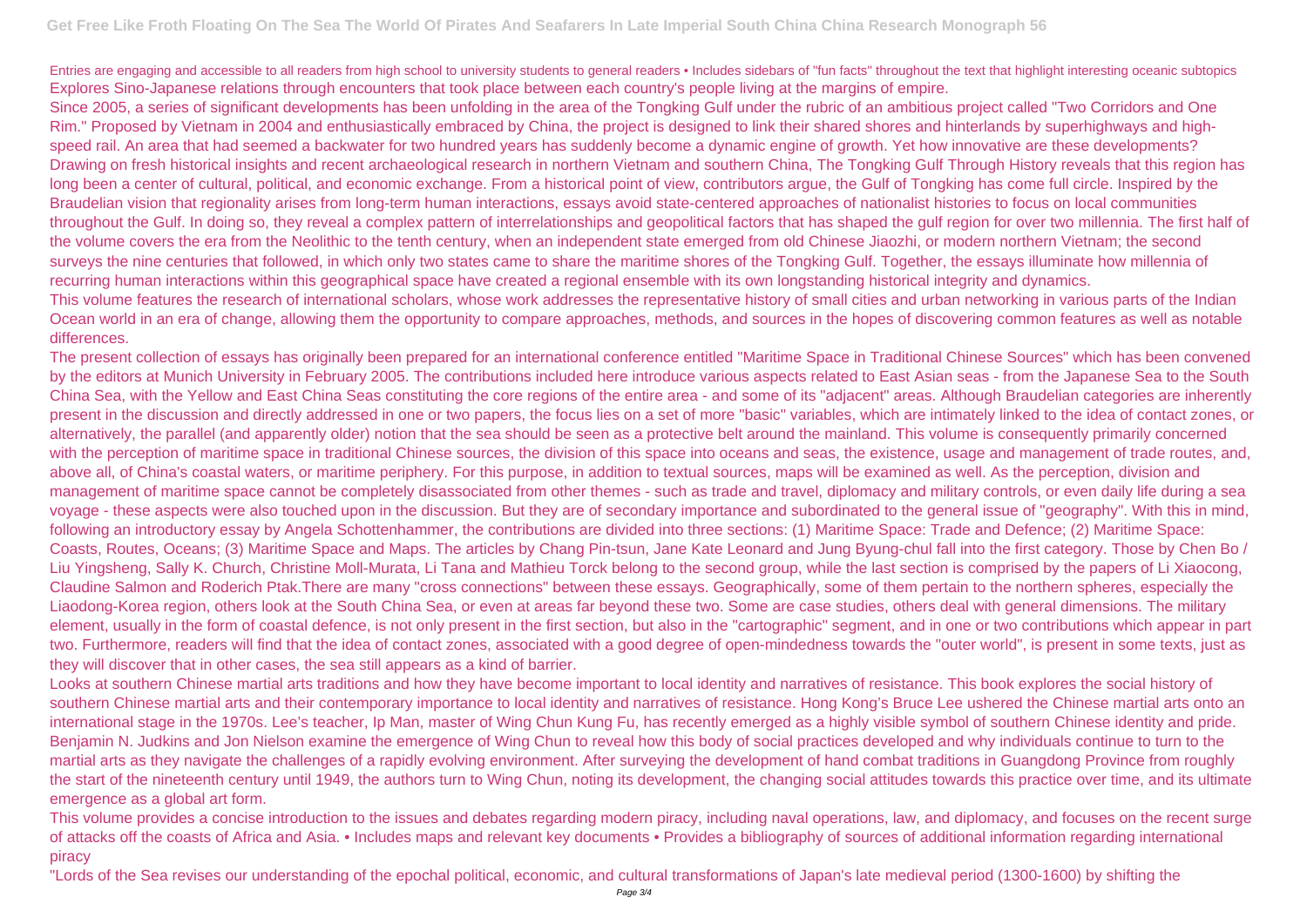Entries are engaging and accessible to all readers from high school to university students to general readers • Includes sidebars of "fun facts" throughout the text that highlight interesting oceanic subtopics

Explores Sino-Japanese relations through encounters that took place between each country's people living at the margins of empire.

Since 2005, a series of significant developments has been unfolding in the area of the Tongking Gulf under the rubric of an ambitious project called "Two Corridors and One Rim." Proposed by Vietnam in 2004 and enthusiastically embraced by China, the project is designed to link their shared shores and hinterlands by superhighways and high-speed rail. An area that had seemed a backwater for two hundred years has suddenly become a dynamic engine of growth. Yet how innovative are these developments? Drawing on fresh historical insights and recent archaeological research in northern Vietnam and southern China, The Tongking Gulf Through History reveals that this region has long been a center of cultural, political, and economic exchange. From a historical point of view, contributors argue, the Gulf of Tongking has come full circle. Inspired by the Braudelian vision that regionality arises from long-term human interactions, essays avoid state-centered approaches of nationalist histories to focus on local communities throughout the Gulf. In doing so, they reveal a complex pattern of interrelationships and geopolitical factors that has shaped the gulf region for over two millennia. The first half of the volume covers the era from the Neolithic to the tenth century, when an independent state emerged from old Chinese Jiaozhi, or modern northern Vietnam; the second surveys the nine centuries that followed, in which only two states came to share the maritime shores of the Tongking Gulf. Together, the essays illuminate how millennia of recurring human interactions within this geographical space have created a regional ensemble with its own longstanding historical integrity and dynamics.

This volume features the research of international scholars, whose work addresses the representative history of small cities and urban networking in various parts of the Indian Ocean world in an era of change, allowing them the opportunity to compare approaches, methods, and sources in the hopes of discovering common features as well as notable differences.

The present collection of essays has originally been prepared for an international conference entitled "Maritime Space in Traditional Chinese Sources" which has been convened by the editors at Munich University in February 2005. The contributions included here introduce various aspects related to East Asian seas - from the Japanese Sea to the South China Sea, with the Yellow and East China Seas constituting the core regions of the entire area - and some of its "adjacent" areas. Although Braudelian categories are inherently present in the discussion and directly addressed in one or two papers, the focus lies on a set of more "basic" variables, which are intimately linked to the idea of contact zones, or alternatively, the parallel (and apparently older) notion that the sea should be seen as a protective belt around the mainland. This volume is consequently primarily concerned with the perception of maritime space in traditional Chinese sources, the division of this space into oceans and seas, the existence, usage and management of trade routes, and, above all, of China's coastal waters, or maritime periphery. For this purpose, in addition to textual sources, maps will be examined as well. As the perception, division and management of maritime space cannot be completely disassociated from other themes - such as trade and travel, diplomacy and military controls, or even daily life during a sea voyage - these aspects were also touched upon in the discussion. But they are of secondary importance and subordinated to the general issue of "geography". With this in mind, following an introductory essay by Angela Schottenhammer, the contributions are divided into three sections: (1) Maritime Space: Trade and Defence; (2) Maritime Space: Coasts, Routes, Oceans; (3) Maritime Space and Maps. The articles by Chang Pin-tsun, Jane Kate Leonard and Jung Byung-chul fall into the first category. Those by Chen Bo / Liu Yingsheng, Sally K. Church, Christine Moll-Murata, Li Tana and Mathieu Torck belong to the second group, while the last section is comprised by the papers of Li Xiaocong, Claudine Salmon and Roderich Ptak.There are many "cross connections" between these essays. Geographically, some of them pertain to the northern spheres, especially the Liaodong-Korea region, others look at the South China Sea, or even at areas far beyond these two. Some are case studies, others deal with general dimensions. The military element, usually in the form of coastal defence, is not only present in the first section, but also in the "cartographic" segment, and in one or two contributions which appear in part two. Furthermore, readers will find that the idea of contact zones, associated with a good degree of open-mindedness towards the "outer world", is present in some texts, just as they will discover that in other cases, the sea still appears as a kind of barrier.

Looks at southern Chinese martial arts traditions and how they have become important to local identity and narratives of resistance. This book explores the social history of southern Chinese martial arts and their contemporary importance to local identity and narratives of resistance. Hong Kong's Bruce Lee ushered the Chinese martial arts onto an international stage in the 1970s. Lee's teacher, Ip Man, master of Wing Chun Kung Fu, has recently emerged as a highly visible symbol of southern Chinese identity and pride. Benjamin N. Judkins and Jon Nielson examine the emergence of Wing Chun to reveal how this body of social practices developed and why individuals continue to turn to the martial arts as they navigate the challenges of a rapidly evolving environment. After surveying the development of hand combat traditions in Guangdong Province from roughly the start of the nineteenth century until 1949, the authors turn to Wing Chun, noting its development, the changing social attitudes towards this practice over time, and its ultimate emergence as a global art form.

This volume provides a concise introduction to the issues and debates regarding modern piracy, including naval operations, law, and diplomacy, and focuses on the recent surge of attacks off the coasts of Africa and Asia. • Includes maps and relevant key documents • Provides a bibliography of sources of additional information regarding international piracy

"Lords of the Sea revises our understanding of the epochal political, economic, and cultural transformations of Japan's late medieval period (1300-1600) by shifting the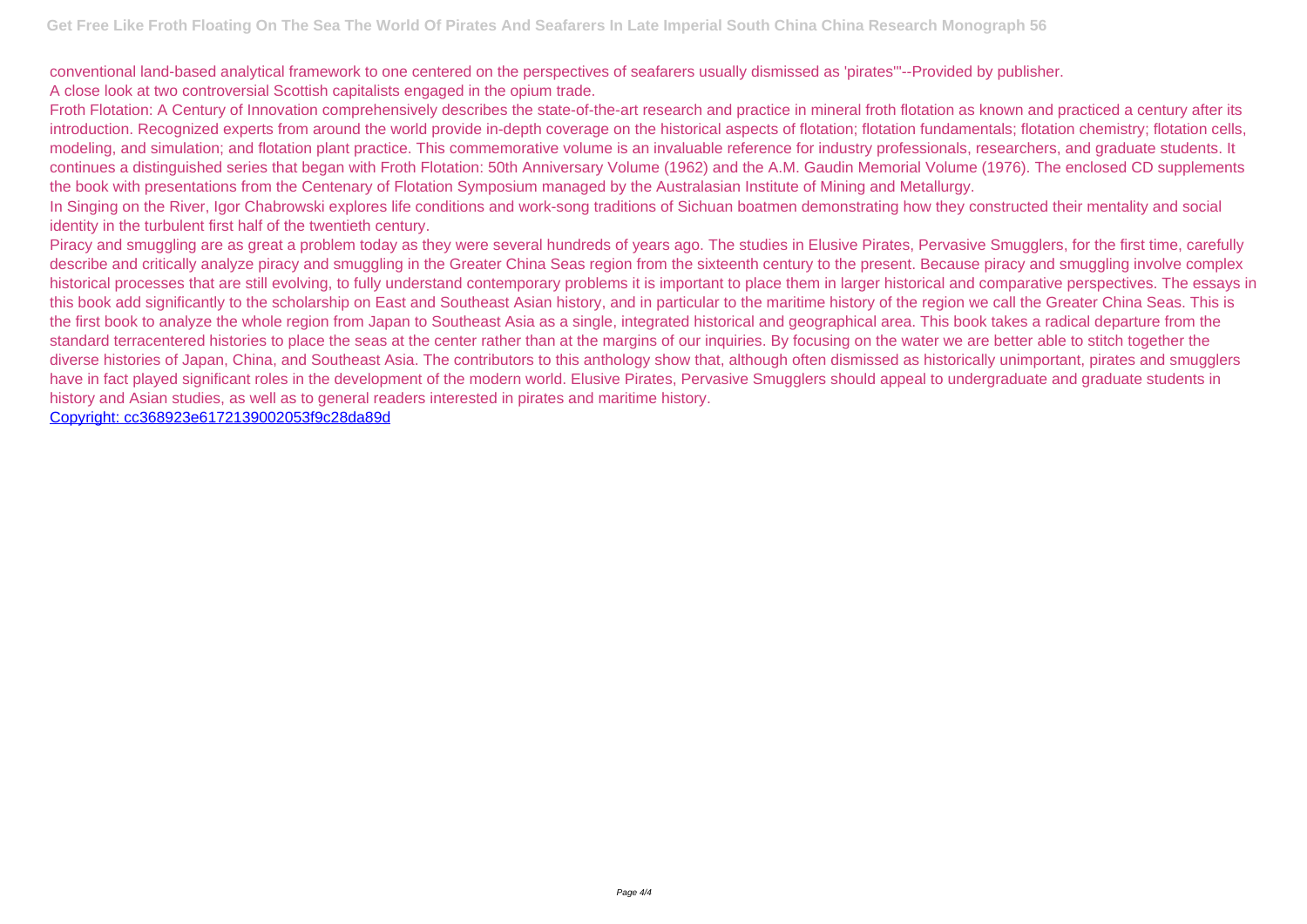conventional land-based analytical framework to one centered on the perspectives of seafarers usually dismissed as 'pirates'"--Provided by publisher.

A close look at two controversial Scottish capitalists engaged in the opium trade.

Froth Flotation: A Century of Innovation comprehensively describes the state-of-the-art research and practice in mineral froth flotation as known and practiced a century after its introduction. Recognized experts from around the world provide in-depth coverage on the historical aspects of flotation; flotation fundamentals; flotation chemistry; flotation cells, modeling, and simulation; and flotation plant practice. This commemorative volume is an invaluable reference for industry professionals, researchers, and graduate students. It continues a distinguished series that began with Froth Flotation: 50th Anniversary Volume (1962) and the A.M. Gaudin Memorial Volume (1976). The enclosed CD supplements the book with presentations from the Centenary of Flotation Symposium managed by the Australasian Institute of Mining and Metallurgy.

In Singing on the River, Igor Chabrowski explores life conditions and work-song traditions of Sichuan boatmen demonstrating how they constructed their mentality and social identity in the turbulent first half of the twentieth century.

Piracy and smuggling are as great a problem today as they were several hundreds of years ago. The studies in Elusive Pirates, Pervasive Smugglers, for the first time, carefully describe and critically analyze piracy and smuggling in the Greater China Seas region from the sixteenth century to the present. Because piracy and smuggling involve complex historical processes that are still evolving, to fully understand contemporary problems it is important to place them in larger historical and comparative perspectives. The essays in this book add significantly to the scholarship on East and Southeast Asian history, and in particular to the maritime history of the region we call the Greater China Seas. This is the first book to analyze the whole region from Japan to Southeast Asia as a single, integrated historical and geographical area. This book takes a radical departure from the standard terracentered histories to place the seas at the center rather than at the margins of our inquiries. By focusing on the water we are better able to stitch together the diverse histories of Japan, China, and Southeast Asia. The contributors to this anthology show that, although often dismissed as historically unimportant, pirates and smugglers have in fact played significant roles in the development of the modern world. Elusive Pirates, Pervasive Smugglers should appeal to undergraduate and graduate students in history and Asian studies, as well as to general readers interested in pirates and maritime history.

Copyright: cc368923e6172139002053f9c28da89d